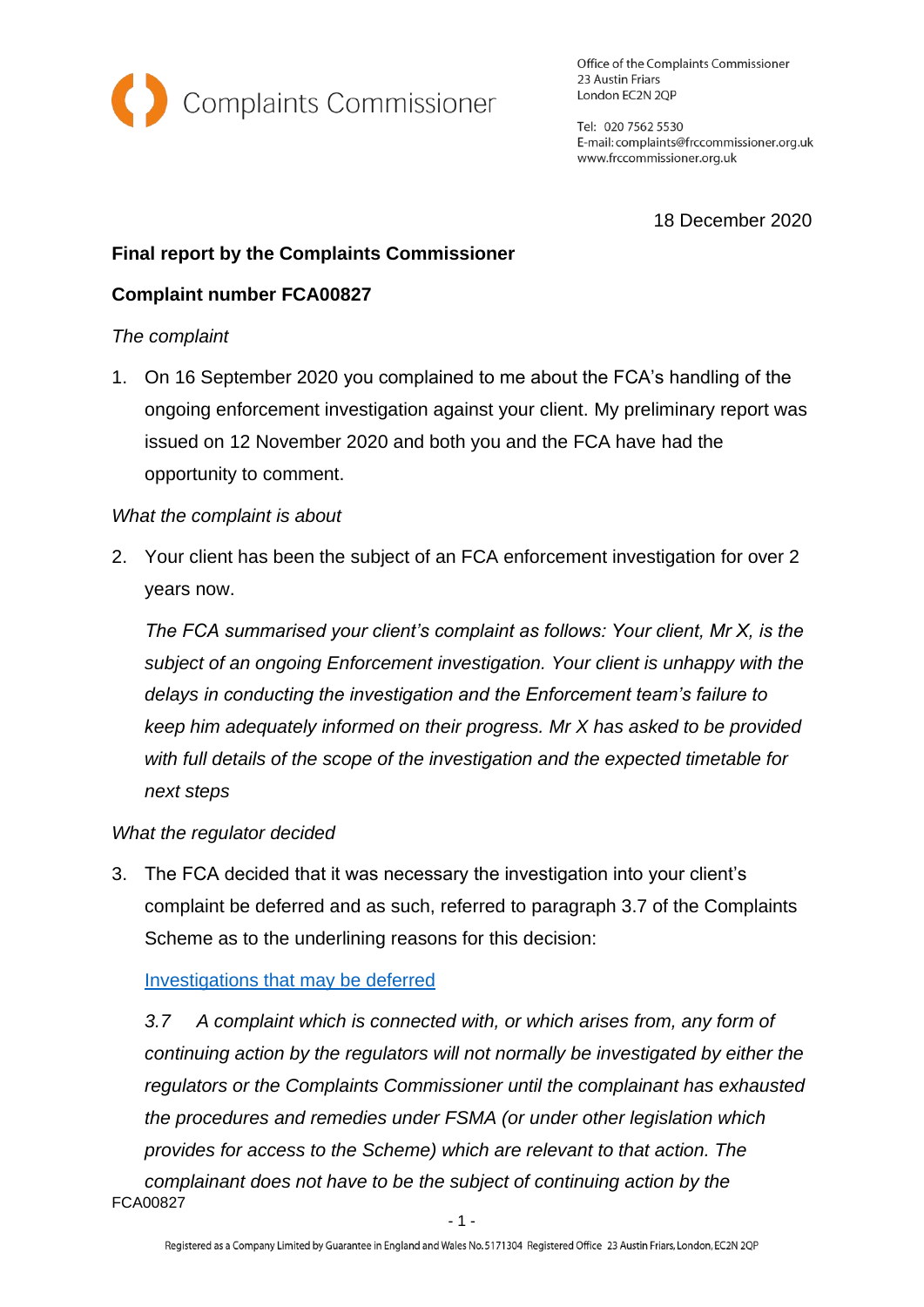Complaints Commissioner

Office of the Complaints Commissioner
23 Austin Friars
London EC2N 2QP

Tel: 020 7562 5530
E-mail: complaints@frccommissioner.org.uk
www.frccommissioner.org.uk

18 December 2020

**Final report by the Complaints Commissioner**

**Complaint number FCA00827**

*The complaint*

1. On 16 September 2020 you complained to me about the FCA's handling of the ongoing enforcement investigation against your client. My preliminary report was issued on 12 November 2020 and both you and the FCA have had the opportunity to comment.

*What the complaint is about*

2. Your client has been the subject of an FCA enforcement investigation for over 2 years now.

   *The FCA summarised your client's complaint as follows: Your client, Mr X, is the subject of an ongoing Enforcement investigation. Your client is unhappy with the delays in conducting the investigation and the Enforcement team's failure to keep him adequately informed on their progress. Mr X has asked to be provided with full details of the scope of the investigation and the expected timetable for next steps*

*What the regulator decided*

3. The FCA decided that it was necessary the investigation into your client's complaint be deferred and as such, referred to paragraph 3.7 of the Complaints Scheme as to the underlining reasons for this decision:

   Investigations that may be deferred

   *3.7 A complaint which is connected with, or which arises from, any form of continuing action by the regulators will not normally be investigated by either the regulators or the Complaints Commissioner until the complainant has exhausted the procedures and remedies under FSMA (or under other legislation which provides for access to the Scheme) which are relevant to that action. The complainant does not have to be the subject of continuing action by the*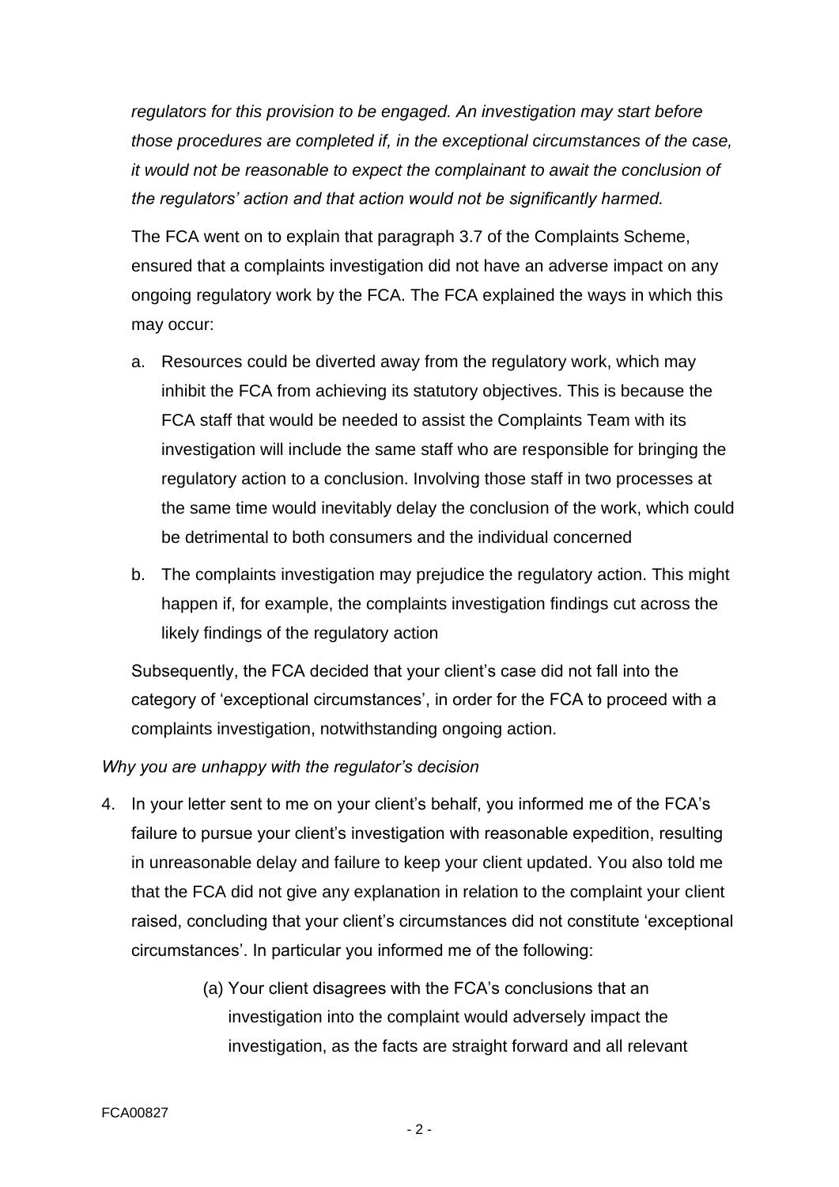*regulators for this provision to be engaged. An investigation may start before those procedures are completed if, in the exceptional circumstances of the case, it would not be reasonable to expect the complainant to await the conclusion of the regulators' action and that action would not be significantly harmed.*

The FCA went on to explain that paragraph 3.7 of the Complaints Scheme, ensured that a complaints investigation did not have an adverse impact on any ongoing regulatory work by the FCA. The FCA explained the ways in which this may occur:

a. Resources could be diverted away from the regulatory work, which may inhibit the FCA from achieving its statutory objectives. This is because the FCA staff that would be needed to assist the Complaints Team with its investigation will include the same staff who are responsible for bringing the regulatory action to a conclusion. Involving those staff in two processes at the same time would inevitably delay the conclusion of the work, which could be detrimental to both consumers and the individual concerned

b. The complaints investigation may prejudice the regulatory action. This might happen if, for example, the complaints investigation findings cut across the likely findings of the regulatory action

Subsequently, the FCA decided that your client's case did not fall into the category of 'exceptional circumstances', in order for the FCA to proceed with a complaints investigation, notwithstanding ongoing action.

*Why you are unhappy with the regulator's decision*

4. In your letter sent to me on your client's behalf, you informed me of the FCA's failure to pursue your client's investigation with reasonable expedition, resulting in unreasonable delay and failure to keep your client updated. You also told me that the FCA did not give any explanation in relation to the complaint your client raised, concluding that your client's circumstances did not constitute 'exceptional circumstances'. In particular you informed me of the following:

   (a) Your client disagrees with the FCA's conclusions that an investigation into the complaint would adversely impact the investigation, as the facts are straight forward and all relevant

FCA00827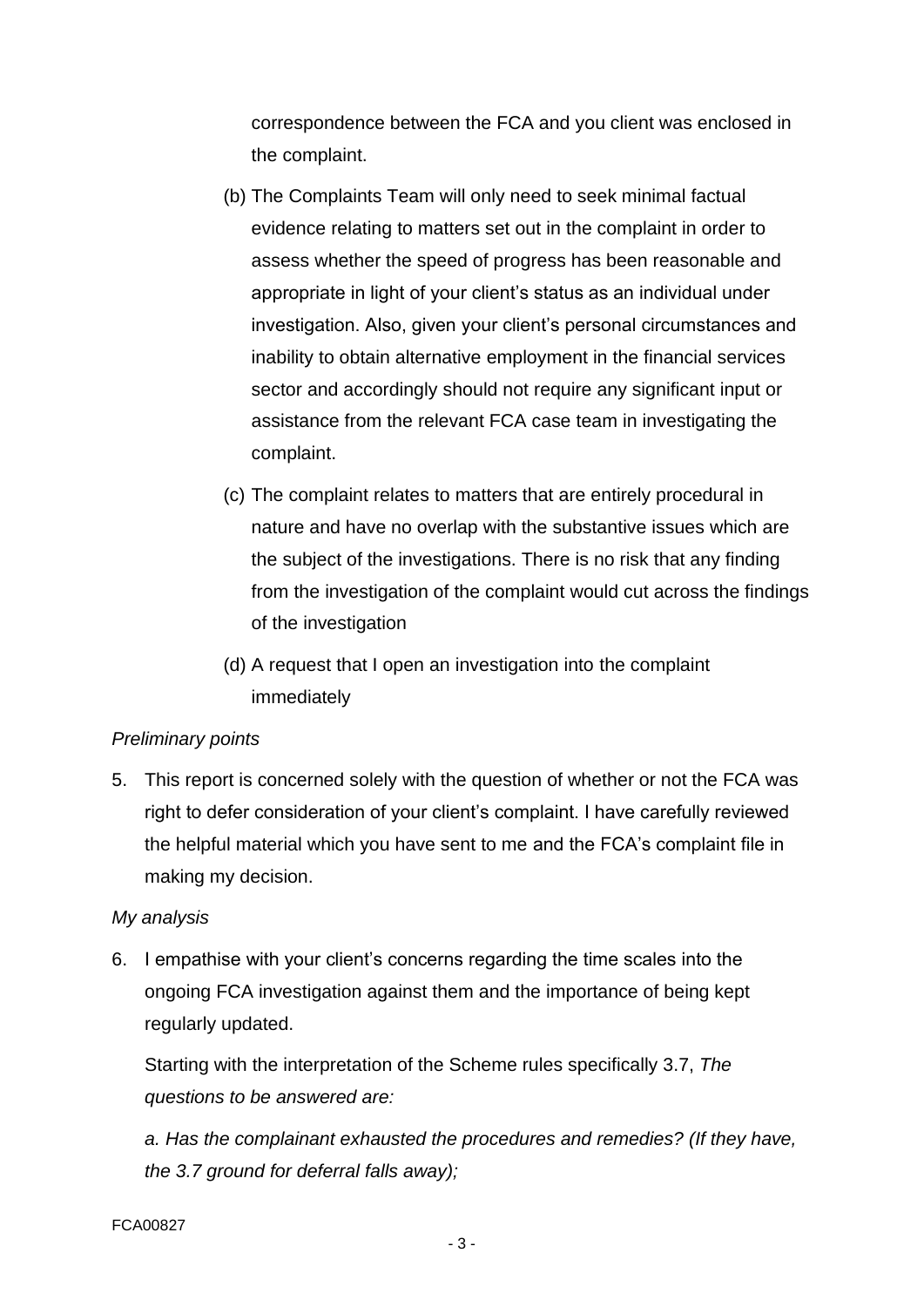correspondence between the FCA and you client was enclosed in the complaint.

(b) The Complaints Team will only need to seek minimal factual evidence relating to matters set out in the complaint in order to assess whether the speed of progress has been reasonable and appropriate in light of your client's status as an individual under investigation. Also, given your client's personal circumstances and inability to obtain alternative employment in the financial services sector and accordingly should not require any significant input or assistance from the relevant FCA case team in investigating the complaint.

(c) The complaint relates to matters that are entirely procedural in nature and have no overlap with the substantive issues which are the subject of the investigations. There is no risk that any finding from the investigation of the complaint would cut across the findings of the investigation

(d) A request that I open an investigation into the complaint immediately

*Preliminary points*

5. This report is concerned solely with the question of whether or not the FCA was right to defer consideration of your client's complaint. I have carefully reviewed the helpful material which you have sent to me and the FCA's complaint file in making my decision.

*My analysis*

6. I empathise with your client's concerns regarding the time scales into the ongoing FCA investigation against them and the importance of being kept regularly updated.

   Starting with the interpretation of the Scheme rules specifically 3.7, *The questions to be answered are:*

   *a. Has the complainant exhausted the procedures and remedies? (If they have, the 3.7 ground for deferral falls away);*

FCA00827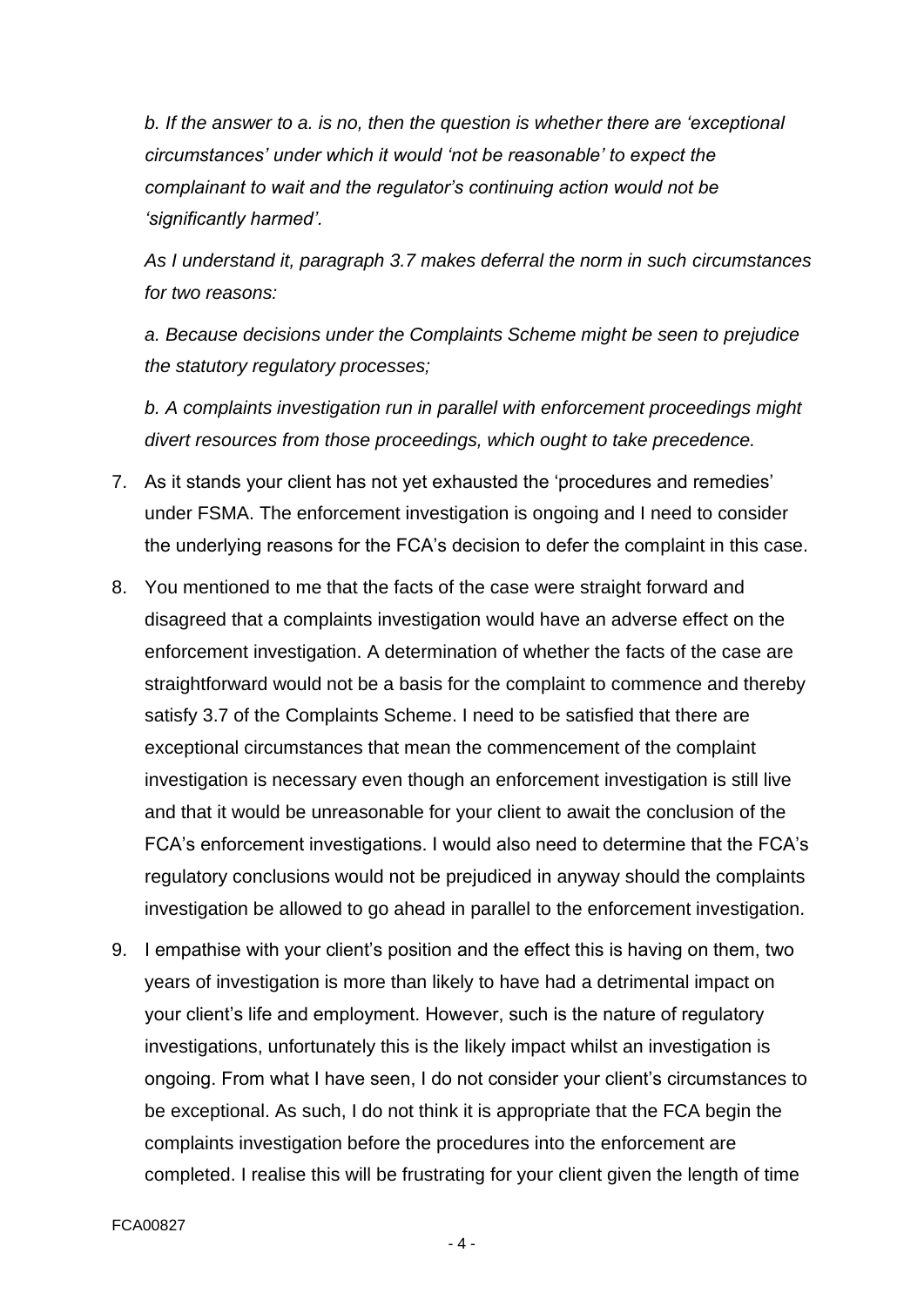*b. If the answer to a. is no, then the question is whether there are 'exceptional circumstances' under which it would 'not be reasonable' to expect the complainant to wait and the regulator's continuing action would not be 'significantly harmed'.*

*As I understand it, paragraph 3.7 makes deferral the norm in such circumstances for two reasons:*

*a. Because decisions under the Complaints Scheme might be seen to prejudice the statutory regulatory processes;*

*b. A complaints investigation run in parallel with enforcement proceedings might divert resources from those proceedings, which ought to take precedence.*

7. As it stands your client has not yet exhausted the 'procedures and remedies' under FSMA. The enforcement investigation is ongoing and I need to consider the underlying reasons for the FCA's decision to defer the complaint in this case.

8. You mentioned to me that the facts of the case were straight forward and disagreed that a complaints investigation would have an adverse effect on the enforcement investigation. A determination of whether the facts of the case are straightforward would not be a basis for the complaint to commence and thereby satisfy 3.7 of the Complaints Scheme. I need to be satisfied that there are exceptional circumstances that mean the commencement of the complaint investigation is necessary even though an enforcement investigation is still live and that it would be unreasonable for your client to await the conclusion of the FCA's enforcement investigations. I would also need to determine that the FCA's regulatory conclusions would not be prejudiced in anyway should the complaints investigation be allowed to go ahead in parallel to the enforcement investigation.

9. I empathise with your client's position and the effect this is having on them, two years of investigation is more than likely to have had a detrimental impact on your client's life and employment. However, such is the nature of regulatory investigations, unfortunately this is the likely impact whilst an investigation is ongoing. From what I have seen, I do not consider your client's circumstances to be exceptional. As such, I do not think it is appropriate that the FCA begin the complaints investigation before the procedures into the enforcement are completed. I realise this will be frustrating for your client given the length of time

FCA00827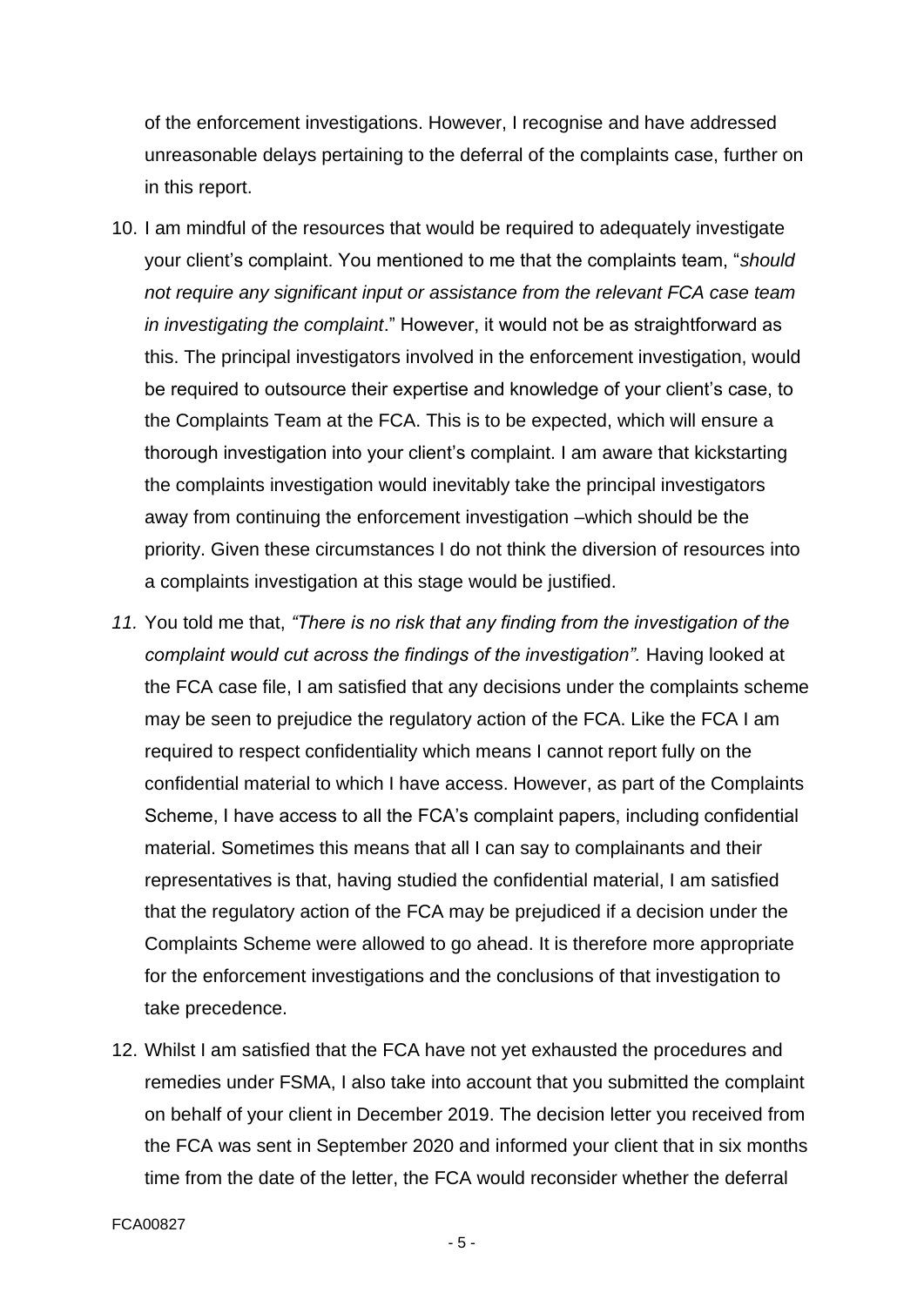of the enforcement investigations. However, I recognise and have addressed unreasonable delays pertaining to the deferral of the complaints case, further on in this report.

10. I am mindful of the resources that would be required to adequately investigate your client's complaint. You mentioned to me that the complaints team, "*should not require any significant input or assistance from the relevant FCA case team in investigating the complaint*." However, it would not be as straightforward as this. The principal investigators involved in the enforcement investigation, would be required to outsource their expertise and knowledge of your client's case, to the Complaints Team at the FCA. This is to be expected, which will ensure a thorough investigation into your client's complaint. I am aware that kickstarting the complaints investigation would inevitably take the principal investigators away from continuing the enforcement investigation –which should be the priority. Given these circumstances I do not think the diversion of resources into a complaints investigation at this stage would be justified.

11. You told me that, *"There is no risk that any finding from the investigation of the complaint would cut across the findings of the investigation".* Having looked at the FCA case file, I am satisfied that any decisions under the complaints scheme may be seen to prejudice the regulatory action of the FCA. Like the FCA I am required to respect confidentiality which means I cannot report fully on the confidential material to which I have access. However, as part of the Complaints Scheme, I have access to all the FCA's complaint papers, including confidential material. Sometimes this means that all I can say to complainants and their representatives is that, having studied the confidential material, I am satisfied that the regulatory action of the FCA may be prejudiced if a decision under the Complaints Scheme were allowed to go ahead. It is therefore more appropriate for the enforcement investigations and the conclusions of that investigation to take precedence.

12. Whilst I am satisfied that the FCA have not yet exhausted the procedures and remedies under FSMA, I also take into account that you submitted the complaint on behalf of your client in December 2019. The decision letter you received from the FCA was sent in September 2020 and informed your client that in six months time from the date of the letter, the FCA would reconsider whether the deferral

FCA00827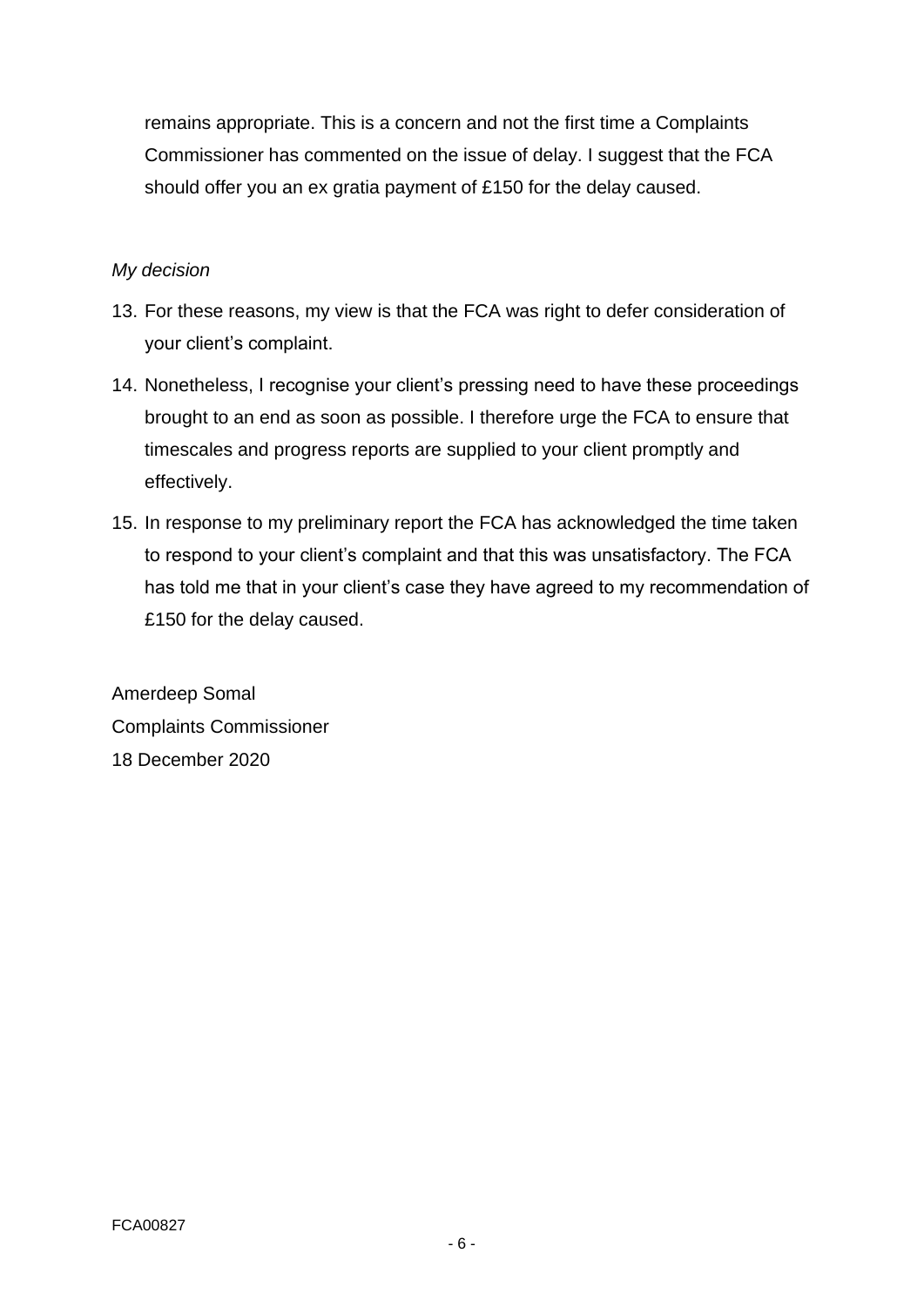remains appropriate. This is a concern and not the first time a Complaints Commissioner has commented on the issue of delay. I suggest that the FCA should offer you an ex gratia payment of £150 for the delay caused.

*My decision*

13. For these reasons, my view is that the FCA was right to defer consideration of your client's complaint.
14. Nonetheless, I recognise your client's pressing need to have these proceedings brought to an end as soon as possible. I therefore urge the FCA to ensure that timescales and progress reports are supplied to your client promptly and effectively.
15. In response to my preliminary report the FCA has acknowledged the time taken to respond to your client's complaint and that this was unsatisfactory. The FCA has told me that in your client's case they have agreed to my recommendation of £150 for the delay caused.

Amerdeep Somal
Complaints Commissioner
18 December 2020

FCA00827